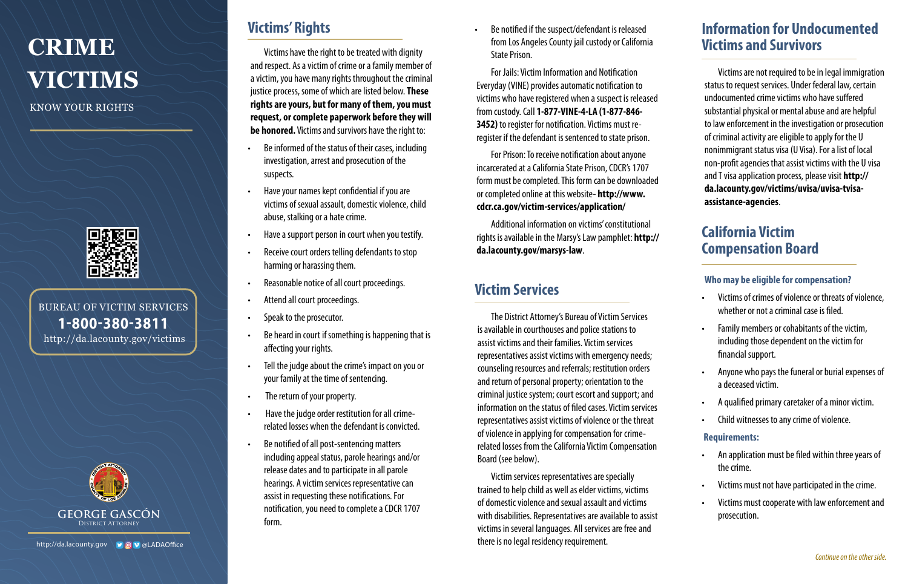# CRIME VICTIMS

KNOW YOUR RIGHTS

BUREAU OF VICTIM SERVICES

**1-800-380-3811**

http://da.lacounty.gov/victims

GEORGE GASCÓN
District Attorney

http://da.lacounty.gov @LADAOffice

## Victims' Rights

Victims have the right to be treated with dignity and respect. As a victim of crime or a family member of a victim, you have many rights throughout the criminal justice process, some of which are listed below. **These rights are yours, but for many of them, you must request, or complete paperwork before they will be honored.** Victims and survivors have the right to:

- Be informed of the status of their cases, including investigation, arrest and prosecution of the suspects.
- Have your names kept confidential if you are victims of sexual assault, domestic violence, child abuse, stalking or a hate crime.
- Have a support person in court when you testify.
- Receive court orders telling defendants to stop harming or harassing them.
- Reasonable notice of all court proceedings.
- Attend all court proceedings.
- Speak to the prosecutor.
- Be heard in court if something is happening that is affecting your rights.
- Tell the judge about the crime's impact on you or your family at the time of sentencing.
- The return of your property.
- Have the judge order restitution for all crime-related losses when the defendant is convicted.
- Be notified of all post-sentencing matters including appeal status, parole hearings and/or release dates and to participate in all parole hearings. A victim services representative can assist in requesting these notifications. For notification, you need to complete a CDCR 1707 form.
- Be notified if the suspect/defendant is released from Los Angeles County jail custody or California State Prison.

For Jails: Victim Information and Notification Everyday (VINE) provides automatic notification to victims who have registered when a suspect is released from custody. Call **1-877-VINE-4-LA (1-877-846-3452)** to register for notification. Victims must re-register if the defendant is sentenced to state prison.

For Prison: To receive notification about anyone incarcerated at a California State Prison, CDCR's 1707 form must be completed. This form can be downloaded or completed online at this website- **http://www.cdcr.ca.gov/victim-services/application/**

Additional information on victims' constitutional rights is available in the Marsy's Law pamphlet: **http://da.lacounty.gov/marsys-law**.

## Victim Services

The District Attorney's Bureau of Victim Services is available in courthouses and police stations to assist victims and their families. Victim services representatives assist victims with emergency needs; counseling resources and referrals; restitution orders and return of personal property; orientation to the criminal justice system; court escort and support; and information on the status of filed cases. Victim services representatives assist victims of violence or the threat of violence in applying for compensation for crime-related losses from the California Victim Compensation Board (see below).

Victim services representatives are specially trained to help child as well as elder victims, victims of domestic violence and sexual assault and victims with disabilities. Representatives are available to assist victims in several languages. All services are free and there is no legal residency requirement.

## Information for Undocumented Victims and Survivors

Victims are not required to be in legal immigration status to request services. Under federal law, certain undocumented crime victims who have suffered substantial physical or mental abuse and are helpful to law enforcement in the investigation or prosecution of criminal activity are eligible to apply for the U nonimmigrant status visa (U Visa). For a list of local non-profit agencies that assist victims with the U visa and T visa application process, please visit **http://da.lacounty.gov/victims/uvisa/uvisa-tvisa-assistance-agencies**.

## California Victim Compensation Board

### Who may be eligible for compensation?

- Victims of crimes of violence or threats of violence, whether or not a criminal case is filed.
- Family members or cohabitants of the victim, including those dependent on the victim for financial support.
- Anyone who pays the funeral or burial expenses of a deceased victim.
- A qualified primary caretaker of a minor victim.
- Child witnesses to any crime of violence.

### Requirements:

- An application must be filed within three years of the crime.
- Victims must not have participated in the crime.
- Victims must cooperate with law enforcement and prosecution.

*Continue on the other side.*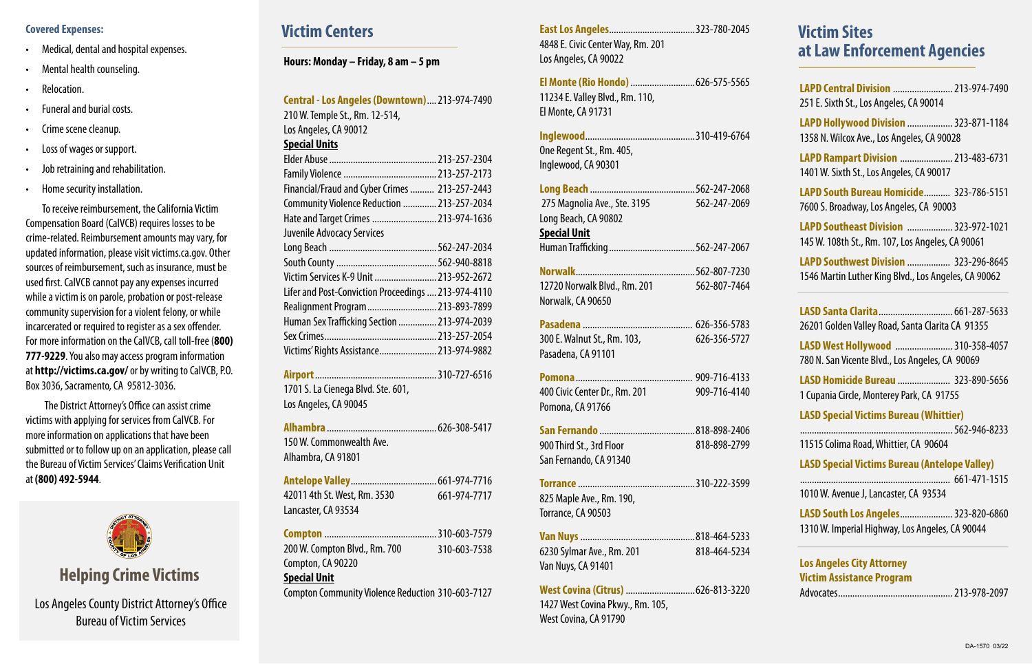**Covered Expenses:**

- Medical, dental and hospital expenses.
- Mental health counseling.
- Relocation.
- Funeral and burial costs.
- Crime scene cleanup.
- Loss of wages or support.
- Job retraining and rehabilitation.
- Home security installation.

To receive reimbursement, the California Victim Compensation Board (CalVCB) requires losses to be crime-related. Reimbursement amounts may vary, for updated information, please visit victims.ca.gov. Other sources of reimbursement, such as insurance, must be used first. CalVCB cannot pay any expenses incurred while a victim is on parole, probation or post-release community supervision for a violent felony, or while incarcerated or required to register as a sex offender. For more information on the CalVCB, call toll-free (**800) 777-9229**. You also may access program information at **http://victims.ca.gov/** or by writing to CalVCB, P.O. Box 3036, Sacramento, CA 95812-3036.

The District Attorney's Office can assist crime victims with applying for services from CalVCB. For more information on applications that have been submitted or to follow up on an application, please call the Bureau of Victim Services' Claims Verification Unit at **(800) 492-5944**.

## Helping Crime Victims

Los Angeles County District Attorney's Office
Bureau of Victim Services

## Victim Centers

**Hours: Monday – Friday, 8 am – 5 pm**

**Central - Los Angeles (Downtown)** .... 213-974-7490
210 W. Temple St., Rm. 12-514,
Los Angeles, CA 90012

**Special Units**

| | |
|---|---|
| Elder Abuse | 213-257-2304 |
| Family Violence | 213-257-2173 |
| Financial/Fraud and Cyber Crimes | 213-257-2443 |
| Community Violence Reduction | 213-257-2034 |
| Hate and Target Crimes | 213-974-1636 |
| Juvenile Advocacy Services | |
| Long Beach | 562-247-2034 |
| South County | 562-940-8818 |
| Victim Services K-9 Unit | 213-952-2672 |
| Lifer and Post-Conviction Proceedings | 213-974-4110 |
| Realignment Program | 213-893-7899 |
| Human Sex Trafficking Section | 213-974-2039 |
| Sex Crimes | 213-257-2054 |
| Victims' Rights Assistance | 213-974-9882 |

**Airport** .... 310-727-6516
1701 S. La Cienega Blvd. Ste. 601,
Los Angeles, CA 90045

**Alhambra** .... 626-308-5417
150 W. Commonwealth Ave.
Alhambra, CA 91801

**Antelope Valley** .... 661-974-7716
42011 4th St. West, Rm. 3530 — 661-974-7717
Lancaster, CA 93534

**Compton** .... 310-603-7579
200 W. Compton Blvd., Rm. 700 — 310-603-7538
Compton, CA 90220
**Special Unit**
Compton Community Violence Reduction 310-603-7127

**East Los Angeles** .... 323-780-2045
4848 E. Civic Center Way, Rm. 201
Los Angeles, CA 90022

**El Monte (Rio Hondo)** .... 626-575-5565
11234 E. Valley Blvd., Rm. 110,
El Monte, CA 91731

**Inglewood** .... 310-419-6764
One Regent St., Rm. 405,
Inglewood, CA 90301

**Long Beach** .... 562-247-2068
275 Magnolia Ave., Ste. 3195 — 562-247-2069
Long Beach, CA 90802
**Special Unit**
Human Trafficking .... 562-247-2067

**Norwalk** .... 562-807-7230
12720 Norwalk Blvd., Rm. 201 — 562-807-7464
Norwalk, CA 90650

**Pasadena** .... 626-356-5783
300 E. Walnut St., Rm. 103, — 626-356-5727
Pasadena, CA 91101

**Pomona** .... 909-716-4133
400 Civic Center Dr., Rm. 201 — 909-716-4140
Pomona, CA 91766

**San Fernando** .... 818-898-2406
900 Third St., 3rd Floor — 818-898-2799
San Fernando, CA 91340

**Torrance** .... 310-222-3599
825 Maple Ave., Rm. 190,
Torrance, CA 90503

**Van Nuys** .... 818-464-5233
6230 Sylmar Ave., Rm. 201 — 818-464-5234
Van Nuys, CA 91401

**West Covina (Citrus)** .... 626-813-3220
1427 West Covina Pkwy., Rm. 105,
West Covina, CA 91790

## Victim Sites at Law Enforcement Agencies

**LAPD Central Division** .... 213-974-7490
251 E. Sixth St., Los Angeles, CA 90014

**LAPD Hollywood Division** .... 323-871-1184
1358 N. Wilcox Ave., Los Angeles, CA 90028

**LAPD Rampart Division** .... 213-483-6731
1401 W. Sixth St., Los Angeles, CA 90017

**LAPD South Bureau Homicide** .... 323-786-5151
7600 S. Broadway, Los Angeles, CA 90003

**LAPD Southeast Division** .... 323-972-1021
145 W. 108th St., Rm. 107, Los Angeles, CA 90061

**LAPD Southwest Division** .... 323-296-8645
1546 Martin Luther King Blvd., Los Angeles, CA 90062

**LASD Santa Clarita** .... 661-287-5633
26201 Golden Valley Road, Santa Clarita CA 91355

**LASD West Hollywood** .... 310-358-4057
780 N. San Vicente Blvd., Los Angeles, CA 90069

**LASD Homicide Bureau** .... 323-890-5656
1 Cupania Circle, Monterey Park, CA 91755

**LASD Special Victims Bureau (Whittier)**
.... 562-946-8233
11515 Colima Road, Whittier, CA 90604

**LASD Special Victims Bureau (Antelope Valley)**
.... 661-471-1515
1010 W. Avenue J, Lancaster, CA 93534

**LASD South Los Angeles** .... 323-820-6860
1310 W. Imperial Highway, Los Angeles, CA 90044

**Los Angeles City Attorney Victim Assistance Program**
Advocates .... 213-978-2097

DA-1570 03/22